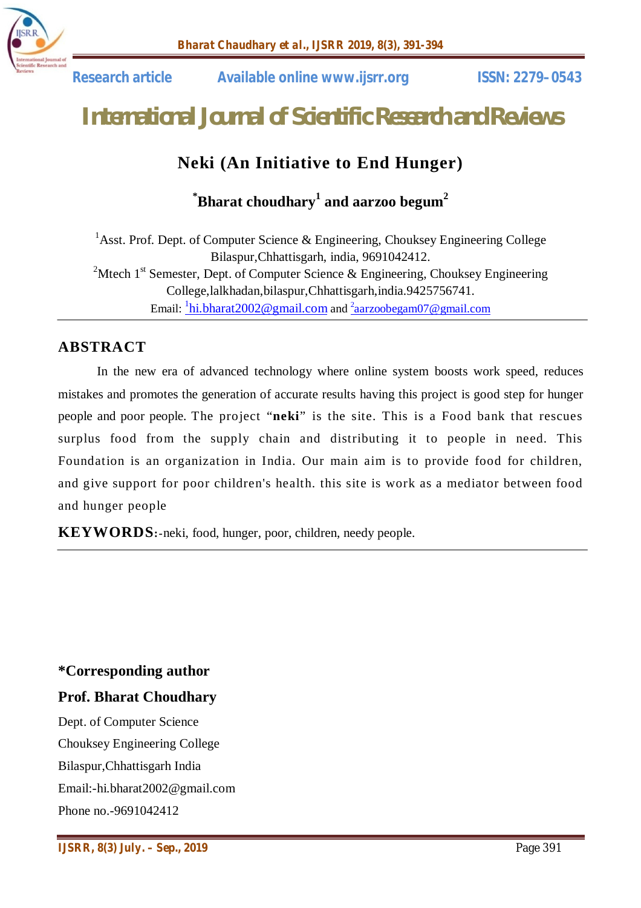Research article Available online www.ijsrr.org ISSN: 2279–0543

# International Journal of Scientific Research and Reviews

## Neki (An Initiative to End Hunger)

**\*Bharat choudhary[1] and aarzoo begum[2]**

[1]Asst. Prof. Dept. of Computer Science & Engineering, Chouksey Engineering College Bilaspur,Chhattisgarh, india, 9691042412.

[2]Mtech 1st Semester, Dept. of Computer Science & Engineering, Chouksey Engineering College,lalkhadan,bilaspur,Chhattisgarh,india.9425756741.

Email: [1]hi.bharat2002@gmail.com and [2]aarzoobegam07@gmail.com

## ABSTRACT

In the new era of advanced technology where online system boosts work speed, reduces mistakes and promotes the generation of accurate results having this project is good step for hunger people and poor people. The project "**neki**" is the site. This is a Food bank that rescues surplus food from the supply chain and distributing it to people in need. This Foundation is an organization in India. Our main aim is to provide food for children, and give support for poor children's health. this site is work as a mediator between food and hunger people

**KEYWORDS**:-neki, food, hunger, poor, children, needy people.

**\*Corresponding author**

**Prof. Bharat Choudhary**

Dept. of Computer Science

Chouksey Engineering College

Bilaspur,Chhattisgarh India

Email:-hi.bharat2002@gmail.com

Phone no.-9691042412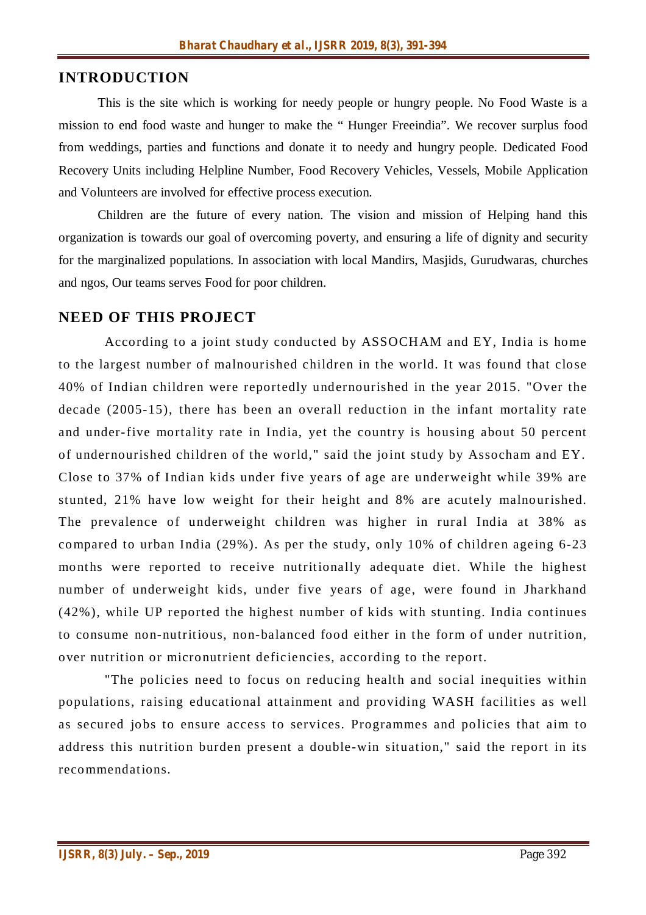## INTRODUCTION

This is the site which is working for needy people or hungry people. No Food Waste is a mission to end food waste and hunger to make the " Hunger Freeindia". We recover surplus food from weddings, parties and functions and donate it to needy and hungry people. Dedicated Food Recovery Units including Helpline Number, Food Recovery Vehicles, Vessels, Mobile Application and Volunteers are involved for effective process execution.

Children are the future of every nation. The vision and mission of Helping hand this organization is towards our goal of overcoming poverty, and ensuring a life of dignity and security for the marginalized populations. In association with local Mandirs, Masjids, Gurudwaras, churches and ngos, Our teams serves Food for poor children.

## NEED OF THIS PROJECT

According to a joint study conducted by ASSOCHAM and EY, India is home to the largest number of malnourished children in the world. It was found that close 40% of Indian children were reportedly undernourished in the year 2015. "Over the decade (2005-15), there has been an overall reduction in the infant mortality rate and under-five mortality rate in India, yet the country is housing about 50 percent of undernourished children of the world," said the joint study by Assocham and EY. Close to 37% of Indian kids under five years of age are underweight while 39% are stunted, 21% have low weight for their height and 8% are acutely malnourished. The prevalence of underweight children was higher in rural India at 38% as compared to urban India (29%). As per the study, only 10% of children ageing 6-23 months were reported to receive nutritionally adequate diet. While the highest number of underweight kids, under five years of age, were found in Jharkhand (42%), while UP reported the highest number of kids with stunting. India continues to consume non-nutritious, non-balanced food either in the form of under nutrition, over nutrition or micronutrient deficiencies, according to the report.

"The policies need to focus on reducing health and social inequities within populations, raising educational attainment and providing WASH facilities as well as secured jobs to ensure access to services. Programmes and policies that aim to address this nutrition burden present a double-win situation," said the report in its recommendations.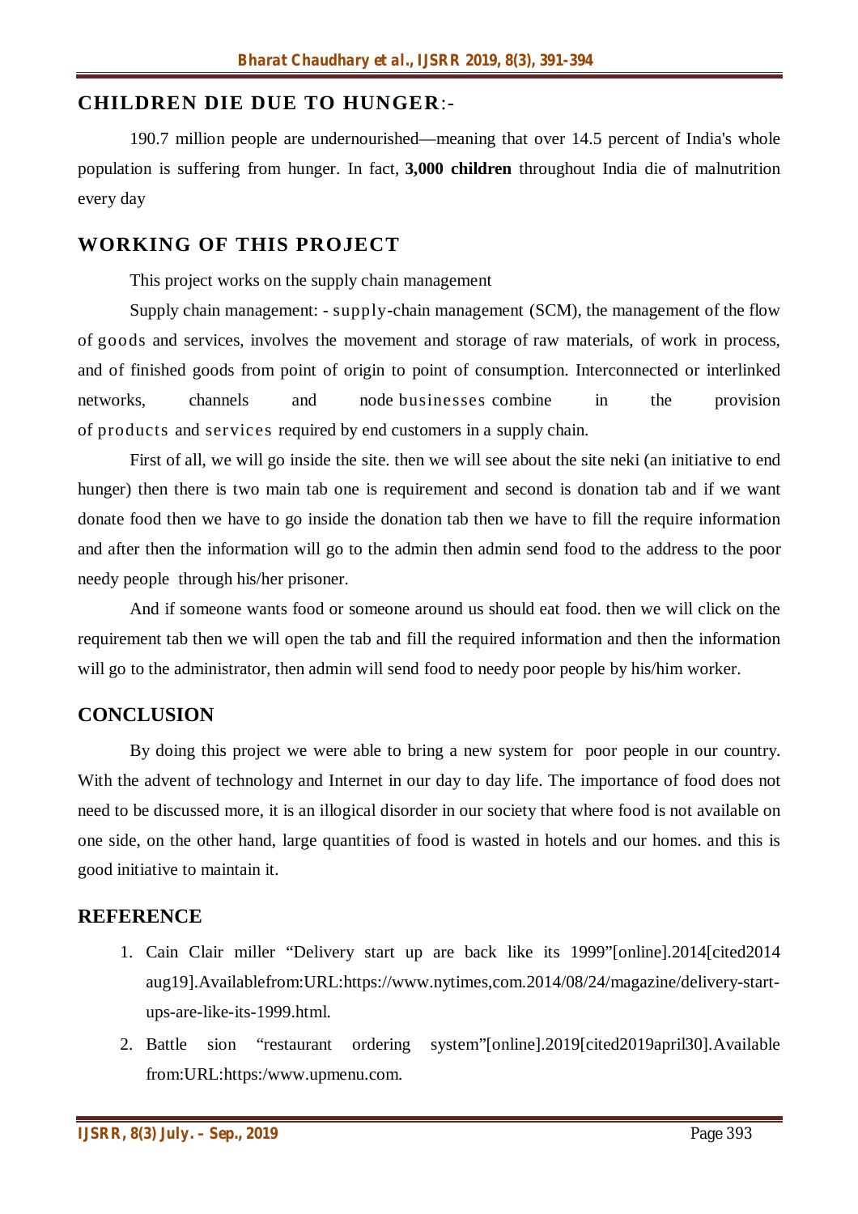## CHILDREN DIE DUE TO HUNGER:-

190.7 million people are undernourished—meaning that over 14.5 percent of India's whole population is suffering from hunger. In fact, **3,000 children** throughout India die of malnutrition every day

## WORKING OF THIS PROJECT

This project works on the supply chain management

Supply chain management: - supply-chain management (SCM), the management of the flow of goods and services, involves the movement and storage of raw materials, of work in process, and of finished goods from point of origin to point of consumption. Interconnected or interlinked networks, channels and node businesses combine in the provision of products and services required by end customers in a supply chain.

First of all, we will go inside the site. then we will see about the site neki (an initiative to end hunger) then there is two main tab one is requirement and second is donation tab and if we want donate food then we have to go inside the donation tab then we have to fill the require information and after then the information will go to the admin then admin send food to the address to the poor needy people through his/her prisoner.

And if someone wants food or someone around us should eat food. then we will click on the requirement tab then we will open the tab and fill the required information and then the information will go to the administrator, then admin will send food to needy poor people by his/him worker.

## CONCLUSION

By doing this project we were able to bring a new system for poor people in our country. With the advent of technology and Internet in our day to day life. The importance of food does not need to be discussed more, it is an illogical disorder in our society that where food is not available on one side, on the other hand, large quantities of food is wasted in hotels and our homes. and this is good initiative to maintain it.

## REFERENCE

1. Cain Clair miller "Delivery start up are back like its 1999"[online].2014[cited2014 aug19].Availablefrom:URL:https://www.nytimes,com.2014/08/24/magazine/delivery-start-ups-are-like-its-1999.html.
2. Battle sion "restaurant ordering system"[online].2019[cited2019april30].Available from:URL:https:/www.upmenu.com.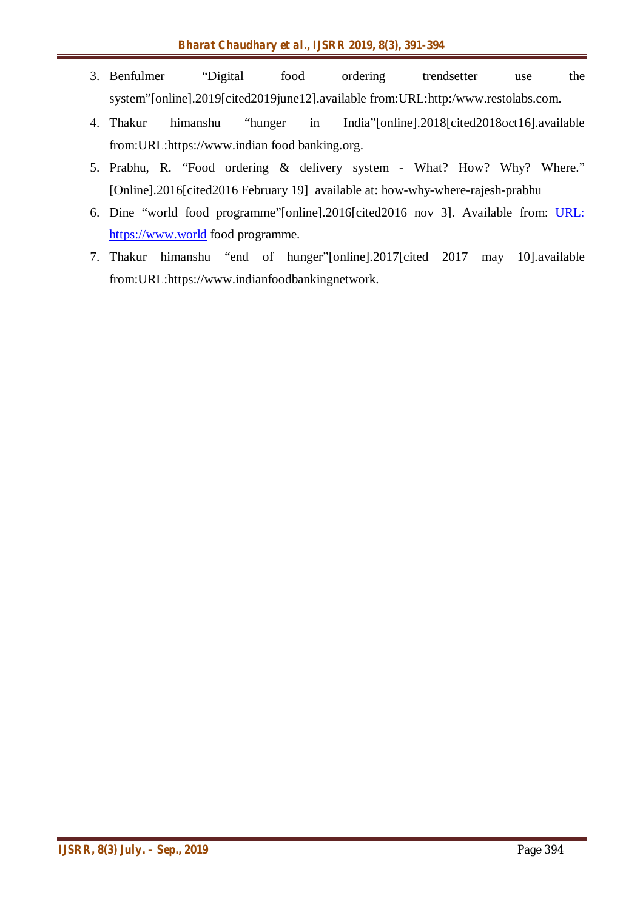3. Benfulmer "Digital food ordering trendsetter use the system"[online].2019[cited2019june12].available from:URL:http:/www.restolabs.com.
4. Thakur himanshu "hunger in India"[online].2018[cited2018oct16].available from:URL:https://www.indian food banking.org.
5. Prabhu, R. "Food ordering & delivery system - What? How? Why? Where." [Online].2016[cited2016 February 19] available at: how-why-where-rajesh-prabhu
6. Dine "world food programme"[online].2016[cited2016 nov 3]. Available from: URL: https://www.world food programme.
7. Thakur himanshu "end of hunger"[online].2017[cited 2017 may 10].available from:URL:https://www.indianfoodbankingnetwork.